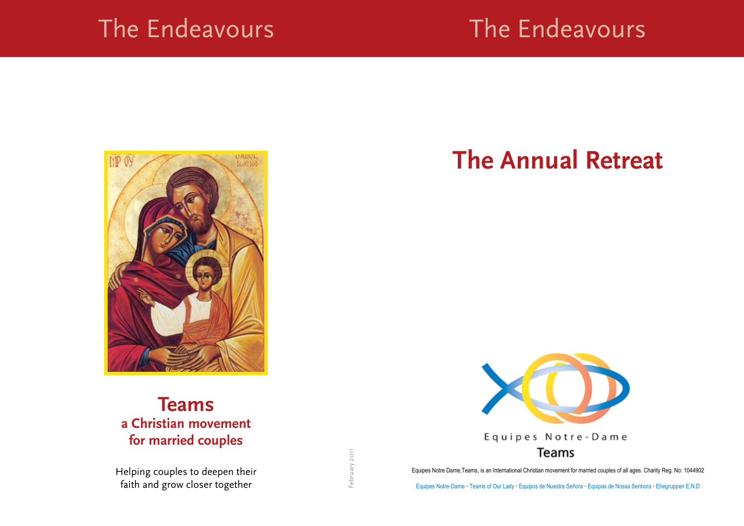The Endeavours

# Teams

## a Christian movement for married couples

Helping couples to deepen their faith and grow closer together

February 2011

The Endeavours

# The Annual Retreat

Equipes Notre-Dame

Teams

Equipes Notre Dame,Teams, is an International Christian movement for married couples of all ages. Charity Reg. No: 1044902

Equipes Notre-Dame • Teams of Our Lady • Equipos de Nuestra Señora • Equipas de Nossa Senhora • Ehegruppen E.N.D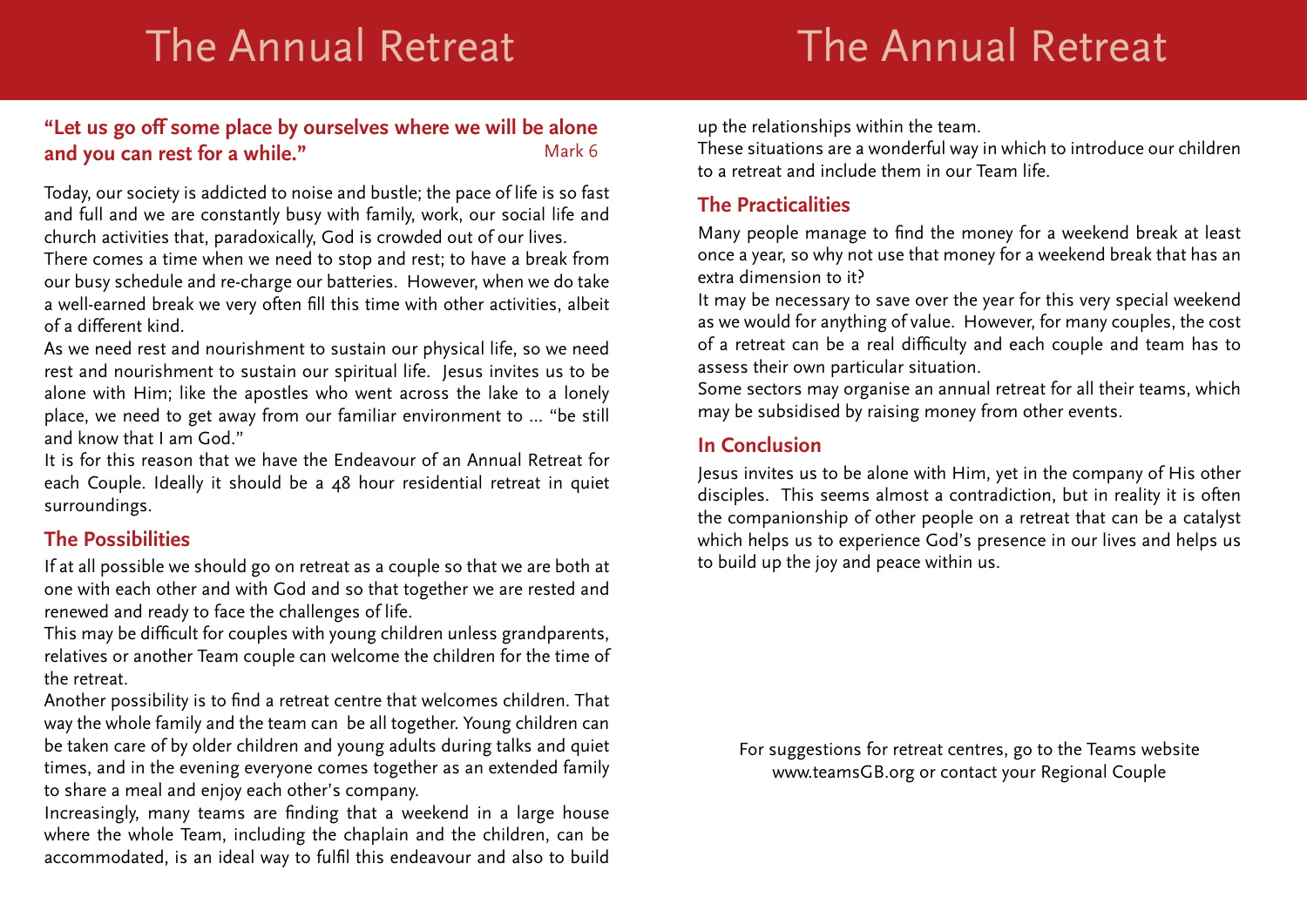# The Annual Retreat

**"Let us go off some place by ourselves where we will be alone and you can rest for a while."** Mark 6

Today, our society is addicted to noise and bustle; the pace of life is so fast and full and we are constantly busy with family, work, our social life and church activities that, paradoxically, God is crowded out of our lives.

There comes a time when we need to stop and rest; to have a break from our busy schedule and re-charge our batteries. However, when we do take a well-earned break we very often fill this time with other activities, albeit of a different kind.

As we need rest and nourishment to sustain our physical life, so we need rest and nourishment to sustain our spiritual life. Jesus invites us to be alone with Him; like the apostles who went across the lake to a lonely place, we need to get away from our familiar environment to ... "be still and know that I am God."

It is for this reason that we have the Endeavour of an Annual Retreat for each Couple. Ideally it should be a 48 hour residential retreat in quiet surroundings.

## The Possibilities

If at all possible we should go on retreat as a couple so that we are both at one with each other and with God and so that together we are rested and renewed and ready to face the challenges of life.

This may be difficult for couples with young children unless grandparents, relatives or another Team couple can welcome the children for the time of the retreat.

Another possibility is to find a retreat centre that welcomes children. That way the whole family and the team can be all together. Young children can be taken care of by older children and young adults during talks and quiet times, and in the evening everyone comes together as an extended family to share a meal and enjoy each other's company.

Increasingly, many teams are finding that a weekend in a large house where the whole Team, including the chaplain and the children, can be accommodated, is an ideal way to fulfil this endeavour and also to build up the relationships within the team.

These situations are a wonderful way in which to introduce our children to a retreat and include them in our Team life.

## The Practicalities

Many people manage to find the money for a weekend break at least once a year, so why not use that money for a weekend break that has an extra dimension to it?

It may be necessary to save over the year for this very special weekend as we would for anything of value. However, for many couples, the cost of a retreat can be a real difficulty and each couple and team has to assess their own particular situation.

Some sectors may organise an annual retreat for all their teams, which may be subsidised by raising money from other events.

## In Conclusion

Jesus invites us to be alone with Him, yet in the company of His other disciples. This seems almost a contradiction, but in reality it is often the companionship of other people on a retreat that can be a catalyst which helps us to experience God's presence in our lives and helps us to build up the joy and peace within us.

For suggestions for retreat centres, go to the Teams website www.teamsGB.org or contact your Regional Couple